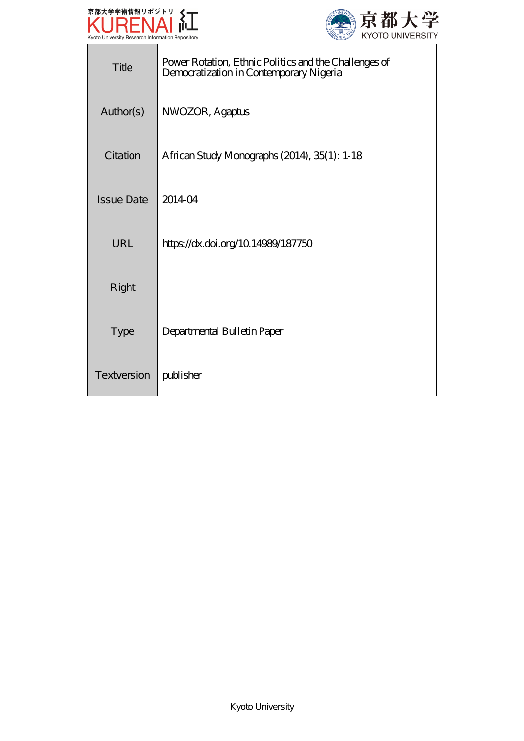京都大学学術情報リポジトリ
KURENAI 紅
Kyoto University Research Information Repository

京都大学
KYOTO UNIVERSITY

| Title | Power Rotation, Ethnic Politics and the Challenges of Democratization in Contemporary Nigeria |
|---|---|
| Author(s) | NWOZOR, Agaptus |
| Citation | African Study Monographs (2014), 35(1): 1-18 |
| Issue Date | 2014-04 |
| URL | https://dx.doi.org/10.14989/187750 |
| Right | |
| Type | Departmental Bulletin Paper |
| Textversion | publisher |

Kyoto University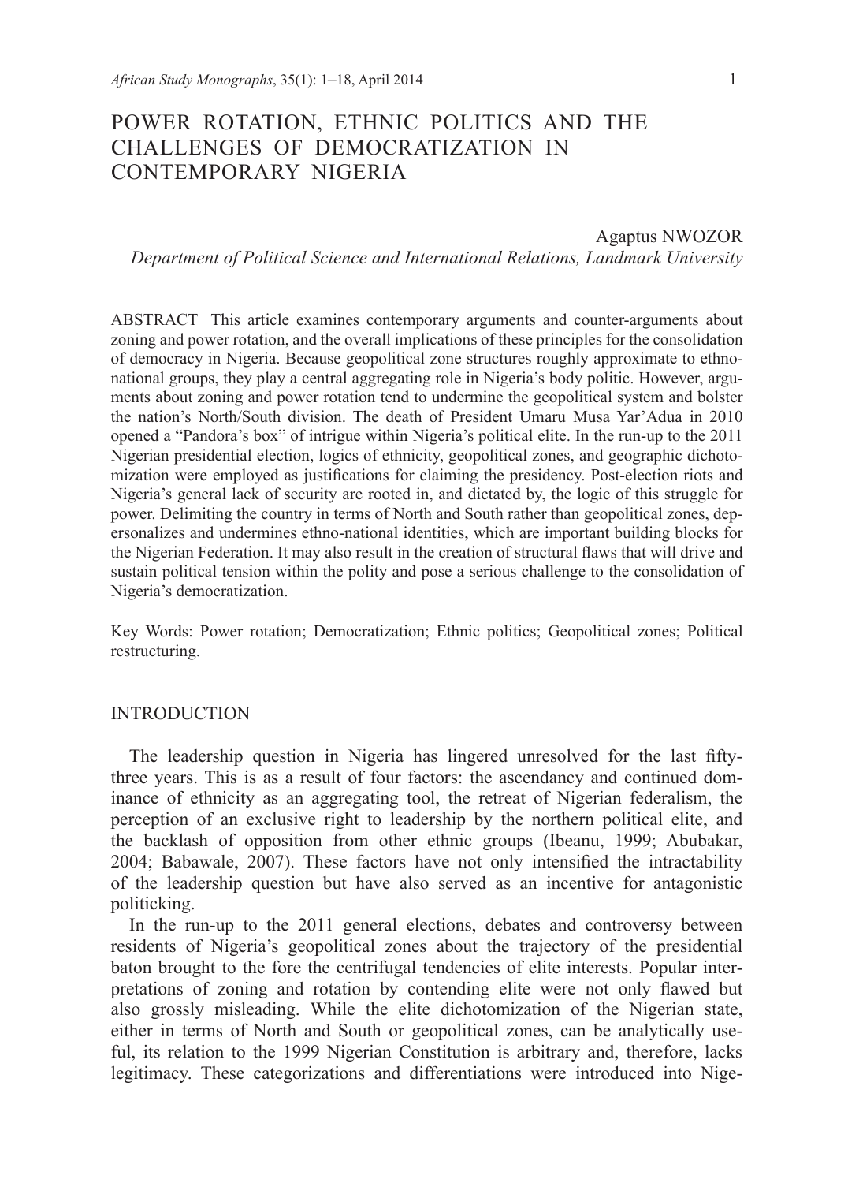# POWER ROTATION, ETHNIC POLITICS AND THE CHALLENGES OF DEMOCRATIZATION IN CONTEMPORARY NIGERIA

Agaptus NWOZOR
*Department of Political Science and International Relations, Landmark University*

ABSTRACT This article examines contemporary arguments and counter-arguments about zoning and power rotation, and the overall implications of these principles for the consolidation of democracy in Nigeria. Because geopolitical zone structures roughly approximate to ethnonational groups, they play a central aggregating role in Nigeria's body politic. However, arguments about zoning and power rotation tend to undermine the geopolitical system and bolster the nation's North/South division. The death of President Umaru Musa Yar'Adua in 2010 opened a "Pandora's box" of intrigue within Nigeria's political elite. In the run-up to the 2011 Nigerian presidential election, logics of ethnicity, geopolitical zones, and geographic dichotomization were employed as justifications for claiming the presidency. Post-election riots and Nigeria's general lack of security are rooted in, and dictated by, the logic of this struggle for power. Delimiting the country in terms of North and South rather than geopolitical zones, depersonalizes and undermines ethno-national identities, which are important building blocks for the Nigerian Federation. It may also result in the creation of structural flaws that will drive and sustain political tension within the polity and pose a serious challenge to the consolidation of Nigeria's democratization.

Key Words: Power rotation; Democratization; Ethnic politics; Geopolitical zones; Political restructuring.

## INTRODUCTION

The leadership question in Nigeria has lingered unresolved for the last fifty-three years. This is as a result of four factors: the ascendancy and continued dominance of ethnicity as an aggregating tool, the retreat of Nigerian federalism, the perception of an exclusive right to leadership by the northern political elite, and the backlash of opposition from other ethnic groups (Ibeanu, 1999; Abubakar, 2004; Babawale, 2007). These factors have not only intensified the intractability of the leadership question but have also served as an incentive for antagonistic politicking.

In the run-up to the 2011 general elections, debates and controversy between residents of Nigeria's geopolitical zones about the trajectory of the presidential baton brought to the fore the centrifugal tendencies of elite interests. Popular interpretations of zoning and rotation by contending elite were not only flawed but also grossly misleading. While the elite dichotomization of the Nigerian state, either in terms of North and South or geopolitical zones, can be analytically useful, its relation to the 1999 Nigerian Constitution is arbitrary and, therefore, lacks legitimacy. These categorizations and differentiations were introduced into Nige-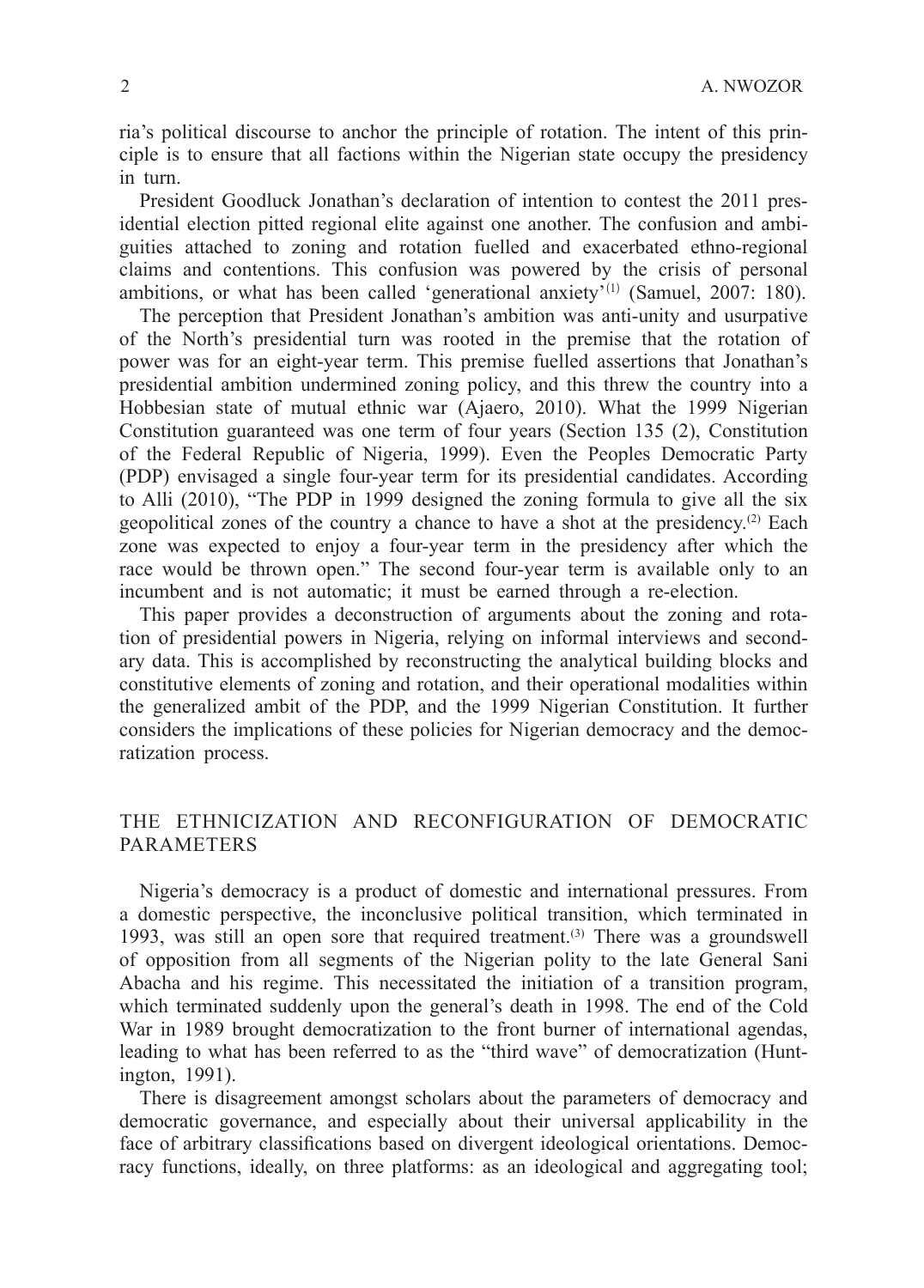ria's political discourse to anchor the principle of rotation. The intent of this principle is to ensure that all factions within the Nigerian state occupy the presidency in turn.

President Goodluck Jonathan's declaration of intention to contest the 2011 presidential election pitted regional elite against one another. The confusion and ambiguities attached to zoning and rotation fuelled and exacerbated ethno-regional claims and contentions. This confusion was powered by the crisis of personal ambitions, or what has been called 'generational anxiety'[(1)] (Samuel, 2007: 180).

The perception that President Jonathan's ambition was anti-unity and usurpative of the North's presidential turn was rooted in the premise that the rotation of power was for an eight-year term. This premise fuelled assertions that Jonathan's presidential ambition undermined zoning policy, and this threw the country into a Hobbesian state of mutual ethnic war (Ajaero, 2010). What the 1999 Nigerian Constitution guaranteed was one term of four years (Section 135 (2), Constitution of the Federal Republic of Nigeria, 1999). Even the Peoples Democratic Party (PDP) envisaged a single four-year term for its presidential candidates. According to Alli (2010), "The PDP in 1999 designed the zoning formula to give all the six geopolitical zones of the country a chance to have a shot at the presidency.[(2)] Each zone was expected to enjoy a four-year term in the presidency after which the race would be thrown open." The second four-year term is available only to an incumbent and is not automatic; it must be earned through a re-election.

This paper provides a deconstruction of arguments about the zoning and rotation of presidential powers in Nigeria, relying on informal interviews and secondary data. This is accomplished by reconstructing the analytical building blocks and constitutive elements of zoning and rotation, and their operational modalities within the generalized ambit of the PDP, and the 1999 Nigerian Constitution. It further considers the implications of these policies for Nigerian democracy and the democratization process.

## THE ETHNICIZATION AND RECONFIGURATION OF DEMOCRATIC PARAMETERS

Nigeria's democracy is a product of domestic and international pressures. From a domestic perspective, the inconclusive political transition, which terminated in 1993, was still an open sore that required treatment.[(3)] There was a groundswell of opposition from all segments of the Nigerian polity to the late General Sani Abacha and his regime. This necessitated the initiation of a transition program, which terminated suddenly upon the general's death in 1998. The end of the Cold War in 1989 brought democratization to the front burner of international agendas, leading to what has been referred to as the "third wave" of democratization (Huntington, 1991).

There is disagreement amongst scholars about the parameters of democracy and democratic governance, and especially about their universal applicability in the face of arbitrary classifications based on divergent ideological orientations. Democracy functions, ideally, on three platforms: as an ideological and aggregating tool;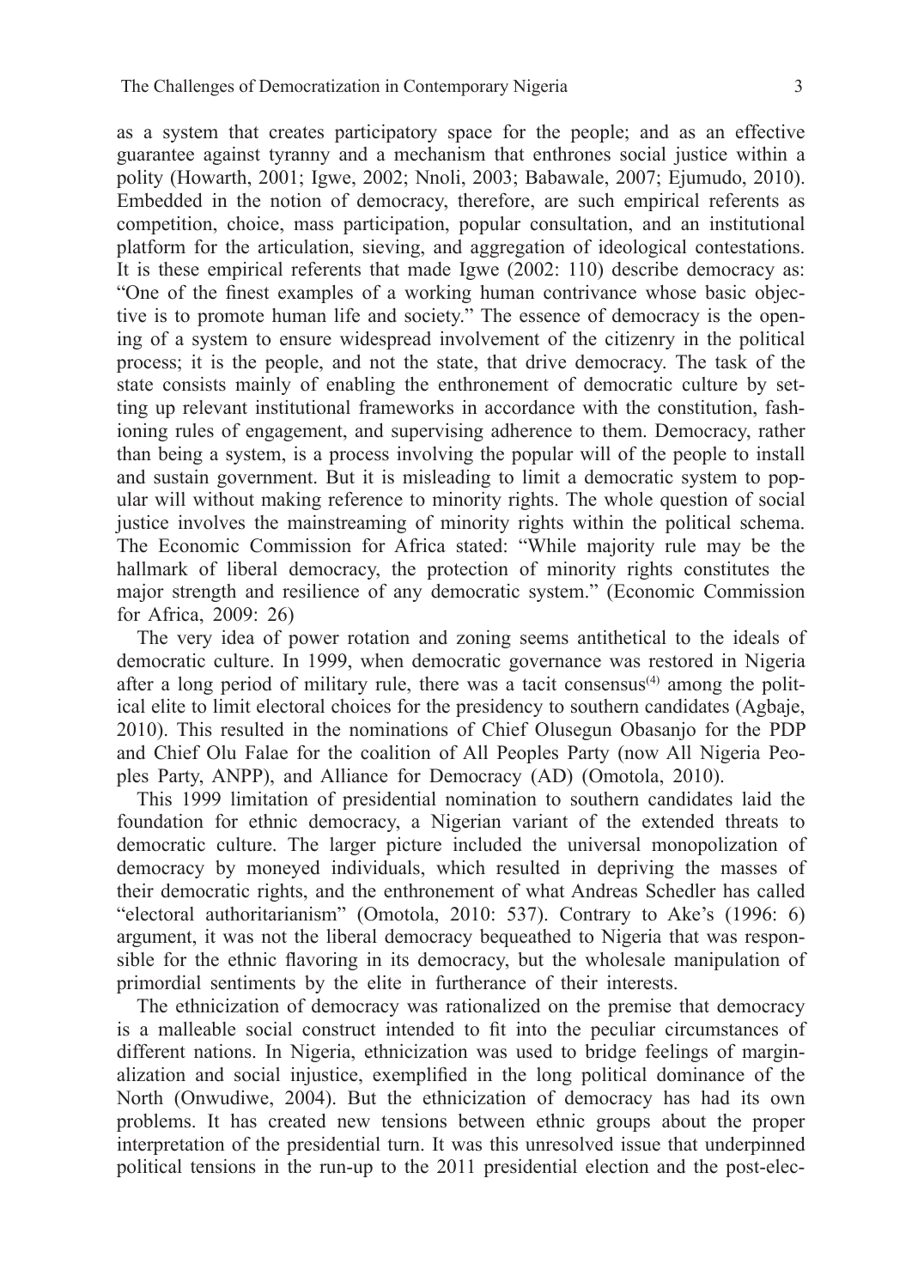as a system that creates participatory space for the people; and as an effective guarantee against tyranny and a mechanism that enthrones social justice within a polity (Howarth, 2001; Igwe, 2002; Nnoli, 2003; Babawale, 2007; Ejumudo, 2010). Embedded in the notion of democracy, therefore, are such empirical referents as competition, choice, mass participation, popular consultation, and an institutional platform for the articulation, sieving, and aggregation of ideological contestations. It is these empirical referents that made Igwe (2002: 110) describe democracy as: "One of the finest examples of a working human contrivance whose basic objective is to promote human life and society." The essence of democracy is the opening of a system to ensure widespread involvement of the citizenry in the political process; it is the people, and not the state, that drive democracy. The task of the state consists mainly of enabling the enthronement of democratic culture by setting up relevant institutional frameworks in accordance with the constitution, fashioning rules of engagement, and supervising adherence to them. Democracy, rather than being a system, is a process involving the popular will of the people to install and sustain government. But it is misleading to limit a democratic system to popular will without making reference to minority rights. The whole question of social justice involves the mainstreaming of minority rights within the political schema. The Economic Commission for Africa stated: "While majority rule may be the hallmark of liberal democracy, the protection of minority rights constitutes the major strength and resilience of any democratic system." (Economic Commission for Africa, 2009: 26)

The very idea of power rotation and zoning seems antithetical to the ideals of democratic culture. In 1999, when democratic governance was restored in Nigeria after a long period of military rule, there was a tacit consensus(4) among the political elite to limit electoral choices for the presidency to southern candidates (Agbaje, 2010). This resulted in the nominations of Chief Olusegun Obasanjo for the PDP and Chief Olu Falae for the coalition of All Peoples Party (now All Nigeria Peoples Party, ANPP), and Alliance for Democracy (AD) (Omotola, 2010).

This 1999 limitation of presidential nomination to southern candidates laid the foundation for ethnic democracy, a Nigerian variant of the extended threats to democratic culture. The larger picture included the universal monopolization of democracy by moneyed individuals, which resulted in depriving the masses of their democratic rights, and the enthronement of what Andreas Schedler has called "electoral authoritarianism" (Omotola, 2010: 537). Contrary to Ake's (1996: 6) argument, it was not the liberal democracy bequeathed to Nigeria that was responsible for the ethnic flavoring in its democracy, but the wholesale manipulation of primordial sentiments by the elite in furtherance of their interests.

The ethnicization of democracy was rationalized on the premise that democracy is a malleable social construct intended to fit into the peculiar circumstances of different nations. In Nigeria, ethnicization was used to bridge feelings of marginalization and social injustice, exemplified in the long political dominance of the North (Onwudiwe, 2004). But the ethnicization of democracy has had its own problems. It has created new tensions between ethnic groups about the proper interpretation of the presidential turn. It was this unresolved issue that underpinned political tensions in the run-up to the 2011 presidential election and the post-elec-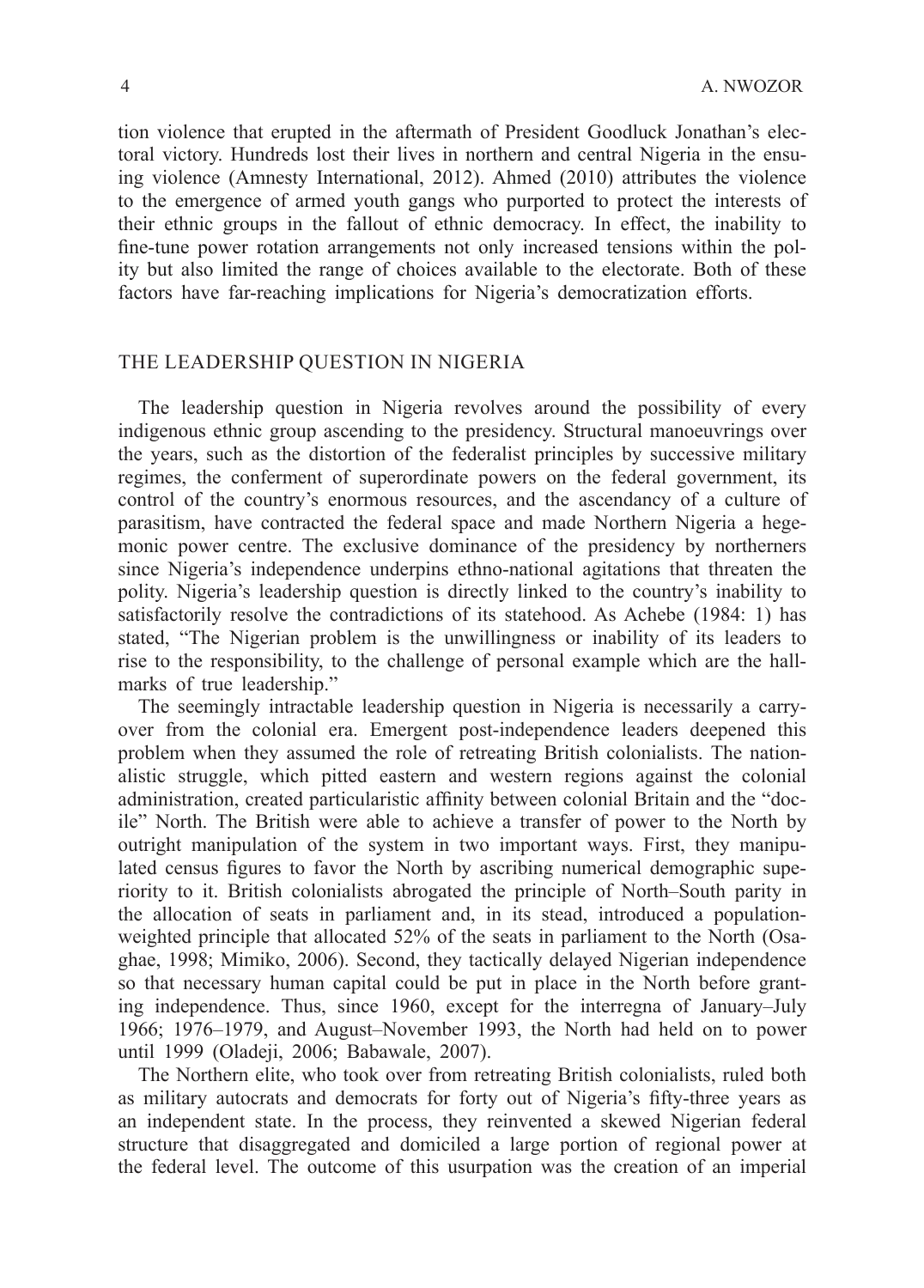tion violence that erupted in the aftermath of President Goodluck Jonathan's electoral victory. Hundreds lost their lives in northern and central Nigeria in the ensuing violence (Amnesty International, 2012). Ahmed (2010) attributes the violence to the emergence of armed youth gangs who purported to protect the interests of their ethnic groups in the fallout of ethnic democracy. In effect, the inability to fine-tune power rotation arrangements not only increased tensions within the polity but also limited the range of choices available to the electorate. Both of these factors have far-reaching implications for Nigeria's democratization efforts.

## THE LEADERSHIP QUESTION IN NIGERIA

The leadership question in Nigeria revolves around the possibility of every indigenous ethnic group ascending to the presidency. Structural manoeuvrings over the years, such as the distortion of the federalist principles by successive military regimes, the conferment of superordinate powers on the federal government, its control of the country's enormous resources, and the ascendancy of a culture of parasitism, have contracted the federal space and made Northern Nigeria a hegemonic power centre. The exclusive dominance of the presidency by northerners since Nigeria's independence underpins ethno-national agitations that threaten the polity. Nigeria's leadership question is directly linked to the country's inability to satisfactorily resolve the contradictions of its statehood. As Achebe (1984: 1) has stated, "The Nigerian problem is the unwillingness or inability of its leaders to rise to the responsibility, to the challenge of personal example which are the hallmarks of true leadership."

The seemingly intractable leadership question in Nigeria is necessarily a carryover from the colonial era. Emergent post-independence leaders deepened this problem when they assumed the role of retreating British colonialists. The nationalistic struggle, which pitted eastern and western regions against the colonial administration, created particularistic affinity between colonial Britain and the "docile" North. The British were able to achieve a transfer of power to the North by outright manipulation of the system in two important ways. First, they manipulated census figures to favor the North by ascribing numerical demographic superiority to it. British colonialists abrogated the principle of North–South parity in the allocation of seats in parliament and, in its stead, introduced a population-weighted principle that allocated 52% of the seats in parliament to the North (Osaghae, 1998; Mimiko, 2006). Second, they tactically delayed Nigerian independence so that necessary human capital could be put in place in the North before granting independence. Thus, since 1960, except for the interregna of January–July 1966; 1976–1979, and August–November 1993, the North had held on to power until 1999 (Oladeji, 2006; Babawale, 2007).

The Northern elite, who took over from retreating British colonialists, ruled both as military autocrats and democrats for forty out of Nigeria's fifty-three years as an independent state. In the process, they reinvented a skewed Nigerian federal structure that disaggregated and domiciled a large portion of regional power at the federal level. The outcome of this usurpation was the creation of an imperial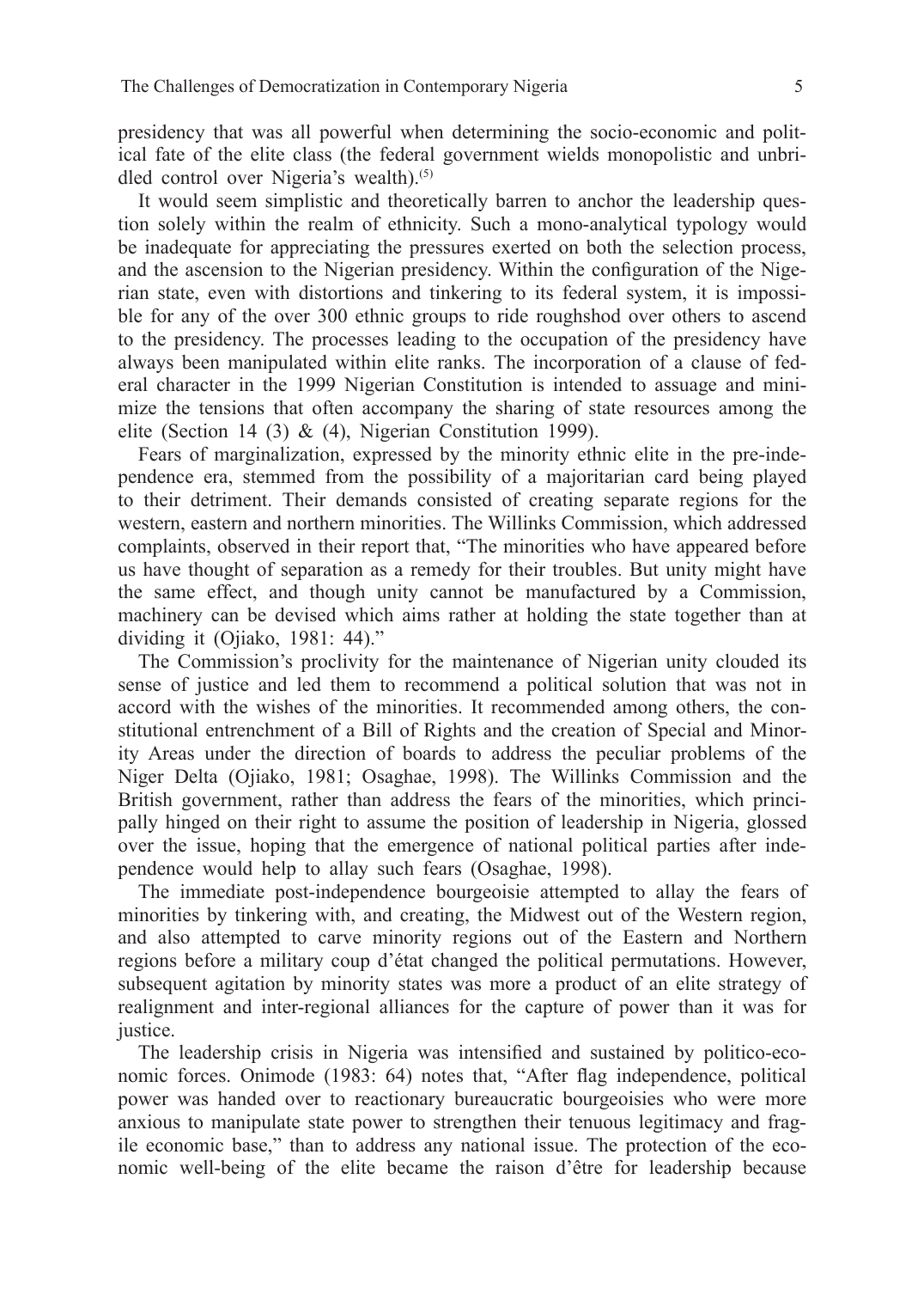presidency that was all powerful when determining the socio-economic and political fate of the elite class (the federal government wields monopolistic and unbridled control over Nigeria's wealth).[5]

It would seem simplistic and theoretically barren to anchor the leadership question solely within the realm of ethnicity. Such a mono-analytical typology would be inadequate for appreciating the pressures exerted on both the selection process, and the ascension to the Nigerian presidency. Within the configuration of the Nigerian state, even with distortions and tinkering to its federal system, it is impossible for any of the over 300 ethnic groups to ride roughshod over others to ascend to the presidency. The processes leading to the occupation of the presidency have always been manipulated within elite ranks. The incorporation of a clause of federal character in the 1999 Nigerian Constitution is intended to assuage and minimize the tensions that often accompany the sharing of state resources among the elite (Section 14 (3) & (4), Nigerian Constitution 1999).

Fears of marginalization, expressed by the minority ethnic elite in the pre-independence era, stemmed from the possibility of a majoritarian card being played to their detriment. Their demands consisted of creating separate regions for the western, eastern and northern minorities. The Willinks Commission, which addressed complaints, observed in their report that, "The minorities who have appeared before us have thought of separation as a remedy for their troubles. But unity might have the same effect, and though unity cannot be manufactured by a Commission, machinery can be devised which aims rather at holding the state together than at dividing it (Ojiako, 1981: 44)."

The Commission's proclivity for the maintenance of Nigerian unity clouded its sense of justice and led them to recommend a political solution that was not in accord with the wishes of the minorities. It recommended among others, the constitutional entrenchment of a Bill of Rights and the creation of Special and Minority Areas under the direction of boards to address the peculiar problems of the Niger Delta (Ojiako, 1981; Osaghae, 1998). The Willinks Commission and the British government, rather than address the fears of the minorities, which principally hinged on their right to assume the position of leadership in Nigeria, glossed over the issue, hoping that the emergence of national political parties after independence would help to allay such fears (Osaghae, 1998).

The immediate post-independence bourgeoisie attempted to allay the fears of minorities by tinkering with, and creating, the Midwest out of the Western region, and also attempted to carve minority regions out of the Eastern and Northern regions before a military coup d'état changed the political permutations. However, subsequent agitation by minority states was more a product of an elite strategy of realignment and inter-regional alliances for the capture of power than it was for justice.

The leadership crisis in Nigeria was intensified and sustained by politico-economic forces. Onimode (1983: 64) notes that, "After flag independence, political power was handed over to reactionary bureaucratic bourgeoisies who were more anxious to manipulate state power to strengthen their tenuous legitimacy and fragile economic base," than to address any national issue. The protection of the economic well-being of the elite became the raison d'être for leadership because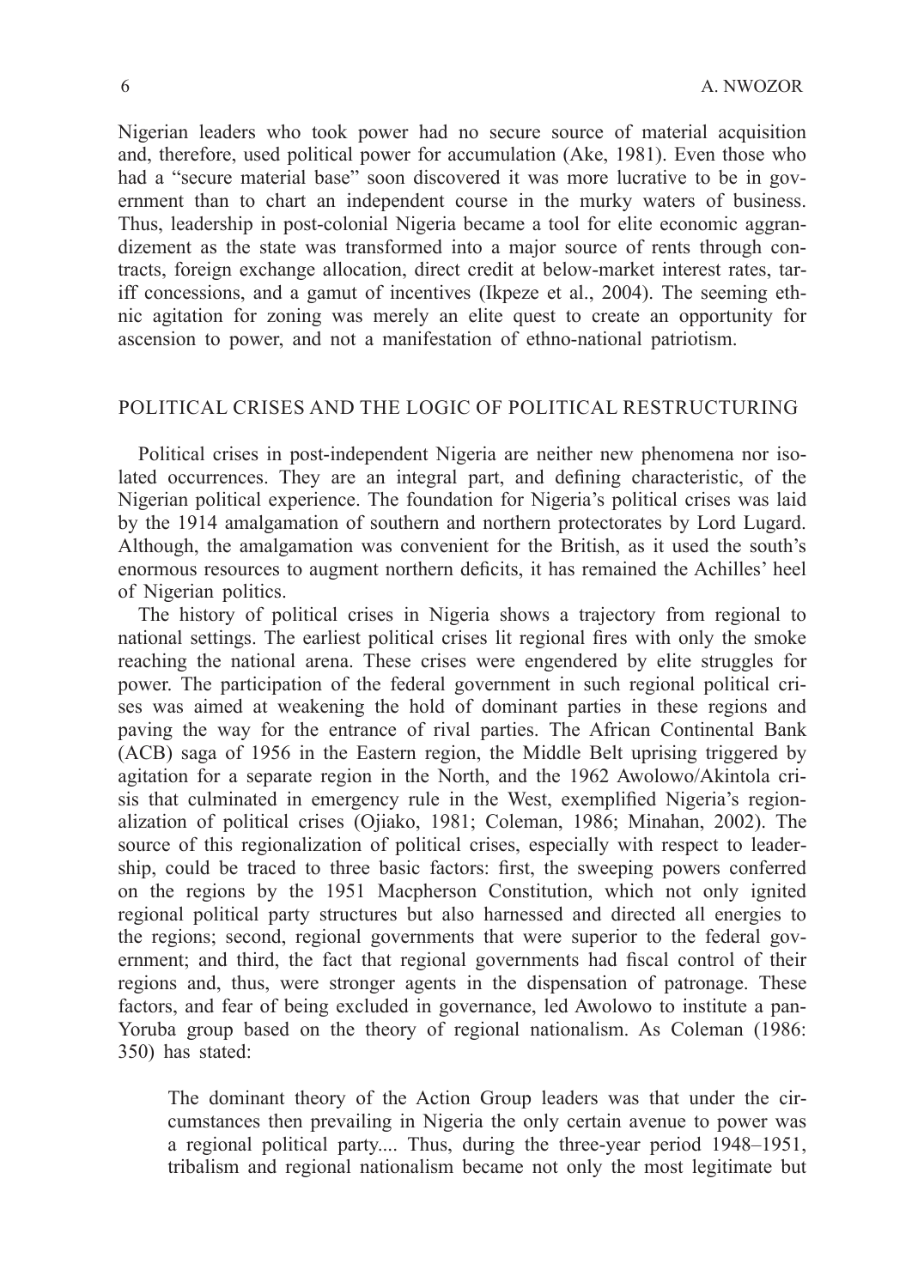Nigerian leaders who took power had no secure source of material acquisition and, therefore, used political power for accumulation (Ake, 1981). Even those who had a "secure material base" soon discovered it was more lucrative to be in government than to chart an independent course in the murky waters of business. Thus, leadership in post-colonial Nigeria became a tool for elite economic aggrandizement as the state was transformed into a major source of rents through contracts, foreign exchange allocation, direct credit at below-market interest rates, tariff concessions, and a gamut of incentives (Ikpeze et al., 2004). The seeming ethnic agitation for zoning was merely an elite quest to create an opportunity for ascension to power, and not a manifestation of ethno-national patriotism.

## POLITICAL CRISES AND THE LOGIC OF POLITICAL RESTRUCTURING

Political crises in post-independent Nigeria are neither new phenomena nor isolated occurrences. They are an integral part, and defining characteristic, of the Nigerian political experience. The foundation for Nigeria's political crises was laid by the 1914 amalgamation of southern and northern protectorates by Lord Lugard. Although, the amalgamation was convenient for the British, as it used the south's enormous resources to augment northern deficits, it has remained the Achilles' heel of Nigerian politics.

The history of political crises in Nigeria shows a trajectory from regional to national settings. The earliest political crises lit regional fires with only the smoke reaching the national arena. These crises were engendered by elite struggles for power. The participation of the federal government in such regional political crises was aimed at weakening the hold of dominant parties in these regions and paving the way for the entrance of rival parties. The African Continental Bank (ACB) saga of 1956 in the Eastern region, the Middle Belt uprising triggered by agitation for a separate region in the North, and the 1962 Awolowo/Akintola crisis that culminated in emergency rule in the West, exemplified Nigeria's regionalization of political crises (Ojiako, 1981; Coleman, 1986; Minahan, 2002). The source of this regionalization of political crises, especially with respect to leadership, could be traced to three basic factors: first, the sweeping powers conferred on the regions by the 1951 Macpherson Constitution, which not only ignited regional political party structures but also harnessed and directed all energies to the regions; second, regional governments that were superior to the federal government; and third, the fact that regional governments had fiscal control of their regions and, thus, were stronger agents in the dispensation of patronage. These factors, and fear of being excluded in governance, led Awolowo to institute a pan-Yoruba group based on the theory of regional nationalism. As Coleman (1986: 350) has stated:

> The dominant theory of the Action Group leaders was that under the circumstances then prevailing in Nigeria the only certain avenue to power was a regional political party.... Thus, during the three-year period 1948–1951, tribalism and regional nationalism became not only the most legitimate but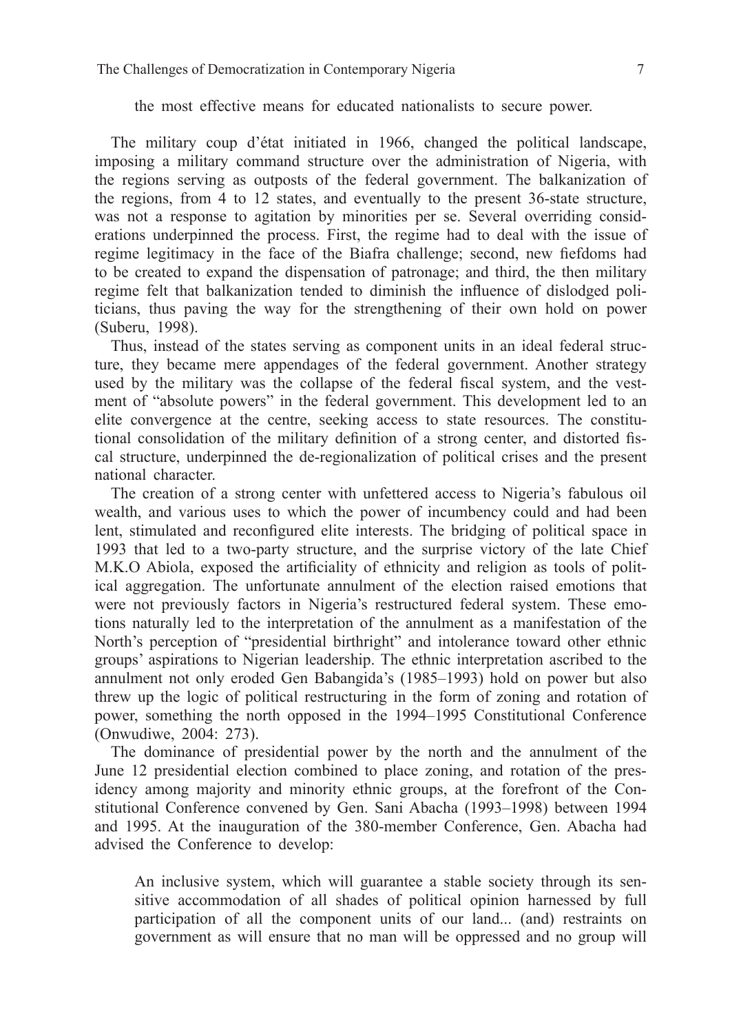the most effective means for educated nationalists to secure power.

The military coup d'état initiated in 1966, changed the political landscape, imposing a military command structure over the administration of Nigeria, with the regions serving as outposts of the federal government. The balkanization of the regions, from 4 to 12 states, and eventually to the present 36-state structure, was not a response to agitation by minorities per se. Several overriding considerations underpinned the process. First, the regime had to deal with the issue of regime legitimacy in the face of the Biafra challenge; second, new fiefdoms had to be created to expand the dispensation of patronage; and third, the then military regime felt that balkanization tended to diminish the influence of dislodged politicians, thus paving the way for the strengthening of their own hold on power (Suberu, 1998).

Thus, instead of the states serving as component units in an ideal federal structure, they became mere appendages of the federal government. Another strategy used by the military was the collapse of the federal fiscal system, and the vestment of "absolute powers" in the federal government. This development led to an elite convergence at the centre, seeking access to state resources. The constitutional consolidation of the military definition of a strong center, and distorted fiscal structure, underpinned the de-regionalization of political crises and the present national character.

The creation of a strong center with unfettered access to Nigeria's fabulous oil wealth, and various uses to which the power of incumbency could and had been lent, stimulated and reconfigured elite interests. The bridging of political space in 1993 that led to a two-party structure, and the surprise victory of the late Chief M.K.O Abiola, exposed the artificiality of ethnicity and religion as tools of political aggregation. The unfortunate annulment of the election raised emotions that were not previously factors in Nigeria's restructured federal system. These emotions naturally led to the interpretation of the annulment as a manifestation of the North's perception of "presidential birthright" and intolerance toward other ethnic groups' aspirations to Nigerian leadership. The ethnic interpretation ascribed to the annulment not only eroded Gen Babangida's (1985–1993) hold on power but also threw up the logic of political restructuring in the form of zoning and rotation of power, something the north opposed in the 1994–1995 Constitutional Conference (Onwudiwe, 2004: 273).

The dominance of presidential power by the north and the annulment of the June 12 presidential election combined to place zoning, and rotation of the presidency among majority and minority ethnic groups, at the forefront of the Constitutional Conference convened by Gen. Sani Abacha (1993–1998) between 1994 and 1995. At the inauguration of the 380-member Conference, Gen. Abacha had advised the Conference to develop:

> An inclusive system, which will guarantee a stable society through its sensitive accommodation of all shades of political opinion harnessed by full participation of all the component units of our land... (and) restraints on government as will ensure that no man will be oppressed and no group will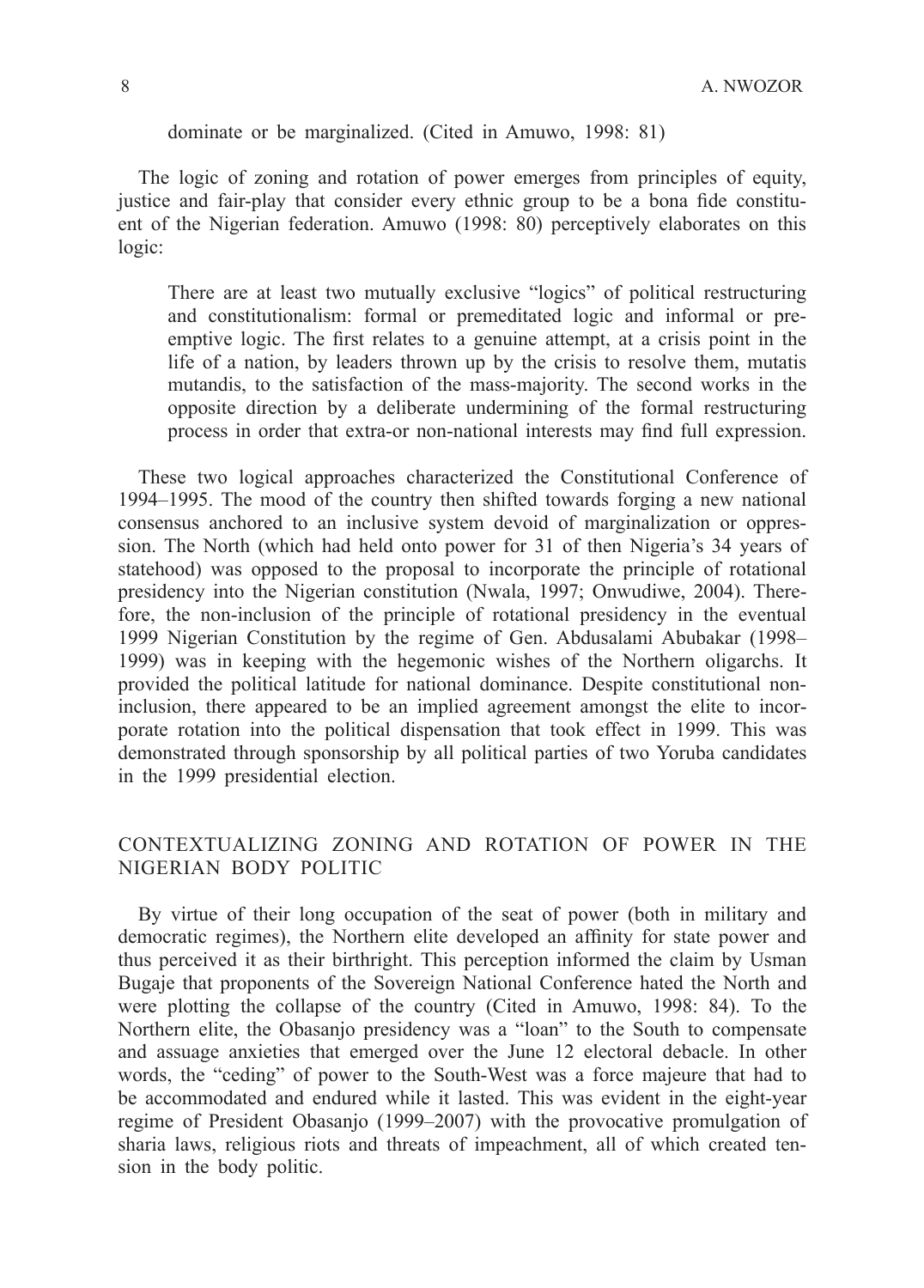dominate or be marginalized. (Cited in Amuwo, 1998: 81)

The logic of zoning and rotation of power emerges from principles of equity, justice and fair-play that consider every ethnic group to be a bona fide constituent of the Nigerian federation. Amuwo (1998: 80) perceptively elaborates on this logic:

> There are at least two mutually exclusive "logics" of political restructuring and constitutionalism: formal or premeditated logic and informal or pre-emptive logic. The first relates to a genuine attempt, at a crisis point in the life of a nation, by leaders thrown up by the crisis to resolve them, mutatis mutandis, to the satisfaction of the mass-majority. The second works in the opposite direction by a deliberate undermining of the formal restructuring process in order that extra-or non-national interests may find full expression.

These two logical approaches characterized the Constitutional Conference of 1994–1995. The mood of the country then shifted towards forging a new national consensus anchored to an inclusive system devoid of marginalization or oppression. The North (which had held onto power for 31 of then Nigeria's 34 years of statehood) was opposed to the proposal to incorporate the principle of rotational presidency into the Nigerian constitution (Nwala, 1997; Onwudiwe, 2004). Therefore, the non-inclusion of the principle of rotational presidency in the eventual 1999 Nigerian Constitution by the regime of Gen. Abdusalami Abubakar (1998–1999) was in keeping with the hegemonic wishes of the Northern oligarchs. It provided the political latitude for national dominance. Despite constitutional non-inclusion, there appeared to be an implied agreement amongst the elite to incorporate rotation into the political dispensation that took effect in 1999. This was demonstrated through sponsorship by all political parties of two Yoruba candidates in the 1999 presidential election.

## CONTEXTUALIZING ZONING AND ROTATION OF POWER IN THE NIGERIAN BODY POLITIC

By virtue of their long occupation of the seat of power (both in military and democratic regimes), the Northern elite developed an affinity for state power and thus perceived it as their birthright. This perception informed the claim by Usman Bugaje that proponents of the Sovereign National Conference hated the North and were plotting the collapse of the country (Cited in Amuwo, 1998: 84). To the Northern elite, the Obasanjo presidency was a "loan" to the South to compensate and assuage anxieties that emerged over the June 12 electoral debacle. In other words, the "ceding" of power to the South-West was a force majeure that had to be accommodated and endured while it lasted. This was evident in the eight-year regime of President Obasanjo (1999–2007) with the provocative promulgation of sharia laws, religious riots and threats of impeachment, all of which created tension in the body politic.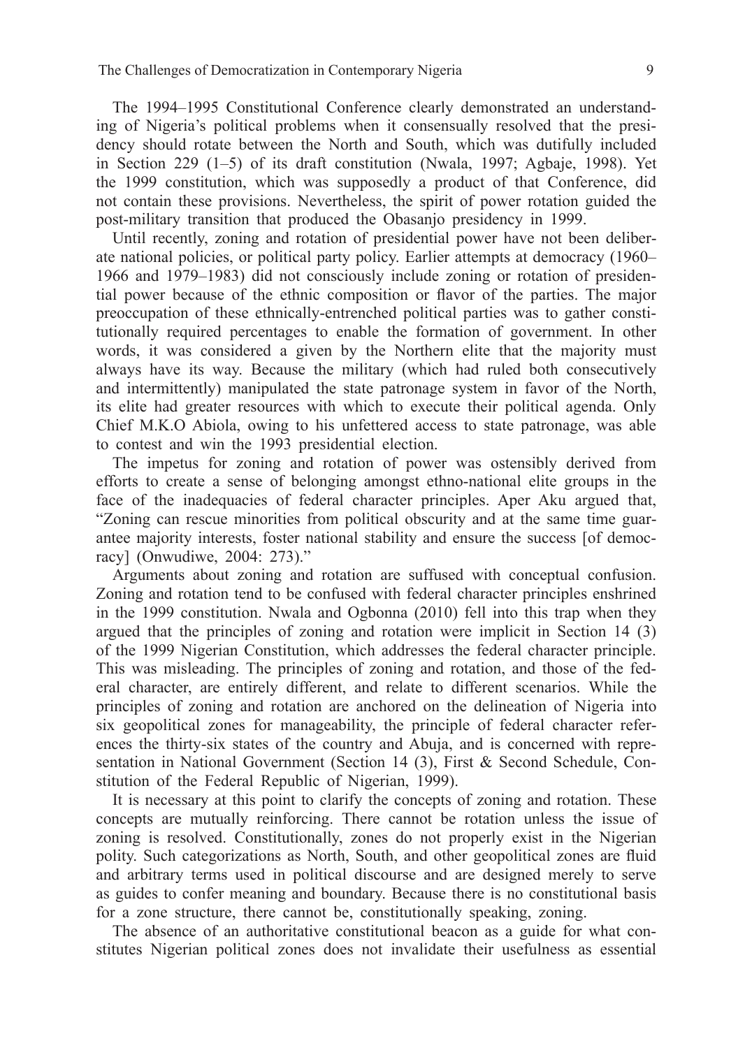The 1994–1995 Constitutional Conference clearly demonstrated an understanding of Nigeria's political problems when it consensually resolved that the presidency should rotate between the North and South, which was dutifully included in Section 229 (1–5) of its draft constitution (Nwala, 1997; Agbaje, 1998). Yet the 1999 constitution, which was supposedly a product of that Conference, did not contain these provisions. Nevertheless, the spirit of power rotation guided the post-military transition that produced the Obasanjo presidency in 1999.

Until recently, zoning and rotation of presidential power have not been deliberate national policies, or political party policy. Earlier attempts at democracy (1960–1966 and 1979–1983) did not consciously include zoning or rotation of presidential power because of the ethnic composition or flavor of the parties. The major preoccupation of these ethnically-entrenched political parties was to gather constitutionally required percentages to enable the formation of government. In other words, it was considered a given by the Northern elite that the majority must always have its way. Because the military (which had ruled both consecutively and intermittently) manipulated the state patronage system in favor of the North, its elite had greater resources with which to execute their political agenda. Only Chief M.K.O Abiola, owing to his unfettered access to state patronage, was able to contest and win the 1993 presidential election.

The impetus for zoning and rotation of power was ostensibly derived from efforts to create a sense of belonging amongst ethno-national elite groups in the face of the inadequacies of federal character principles. Aper Aku argued that, "Zoning can rescue minorities from political obscurity and at the same time guarantee majority interests, foster national stability and ensure the success [of democracy] (Onwudiwe, 2004: 273)."

Arguments about zoning and rotation are suffused with conceptual confusion. Zoning and rotation tend to be confused with federal character principles enshrined in the 1999 constitution. Nwala and Ogbonna (2010) fell into this trap when they argued that the principles of zoning and rotation were implicit in Section 14 (3) of the 1999 Nigerian Constitution, which addresses the federal character principle. This was misleading. The principles of zoning and rotation, and those of the federal character, are entirely different, and relate to different scenarios. While the principles of zoning and rotation are anchored on the delineation of Nigeria into six geopolitical zones for manageability, the principle of federal character references the thirty-six states of the country and Abuja, and is concerned with representation in National Government (Section 14 (3), First & Second Schedule, Constitution of the Federal Republic of Nigerian, 1999).

It is necessary at this point to clarify the concepts of zoning and rotation. These concepts are mutually reinforcing. There cannot be rotation unless the issue of zoning is resolved. Constitutionally, zones do not properly exist in the Nigerian polity. Such categorizations as North, South, and other geopolitical zones are fluid and arbitrary terms used in political discourse and are designed merely to serve as guides to confer meaning and boundary. Because there is no constitutional basis for a zone structure, there cannot be, constitutionally speaking, zoning.

The absence of an authoritative constitutional beacon as a guide for what constitutes Nigerian political zones does not invalidate their usefulness as essential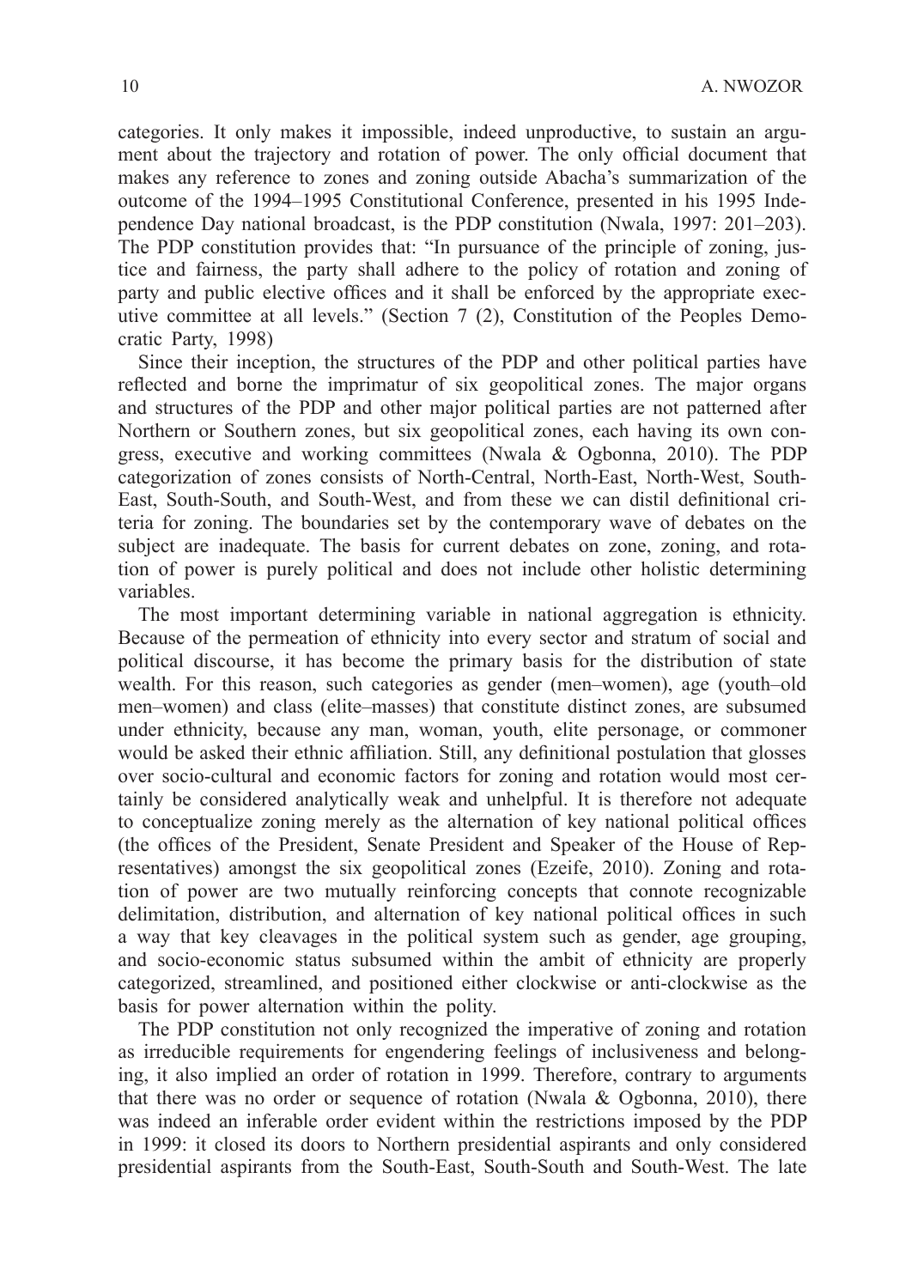categories. It only makes it impossible, indeed unproductive, to sustain an argument about the trajectory and rotation of power. The only official document that makes any reference to zones and zoning outside Abacha's summarization of the outcome of the 1994–1995 Constitutional Conference, presented in his 1995 Independence Day national broadcast, is the PDP constitution (Nwala, 1997: 201–203). The PDP constitution provides that: "In pursuance of the principle of zoning, justice and fairness, the party shall adhere to the policy of rotation and zoning of party and public elective offices and it shall be enforced by the appropriate executive committee at all levels." (Section 7 (2), Constitution of the Peoples Democratic Party, 1998)

Since their inception, the structures of the PDP and other political parties have reflected and borne the imprimatur of six geopolitical zones. The major organs and structures of the PDP and other major political parties are not patterned after Northern or Southern zones, but six geopolitical zones, each having its own congress, executive and working committees (Nwala & Ogbonna, 2010). The PDP categorization of zones consists of North-Central, North-East, North-West, South-East, South-South, and South-West, and from these we can distil definitional criteria for zoning. The boundaries set by the contemporary wave of debates on the subject are inadequate. The basis for current debates on zone, zoning, and rotation of power is purely political and does not include other holistic determining variables.

The most important determining variable in national aggregation is ethnicity. Because of the permeation of ethnicity into every sector and stratum of social and political discourse, it has become the primary basis for the distribution of state wealth. For this reason, such categories as gender (men–women), age (youth–old men–women) and class (elite–masses) that constitute distinct zones, are subsumed under ethnicity, because any man, woman, youth, elite personage, or commoner would be asked their ethnic affiliation. Still, any definitional postulation that glosses over socio-cultural and economic factors for zoning and rotation would most certainly be considered analytically weak and unhelpful. It is therefore not adequate to conceptualize zoning merely as the alternation of key national political offices (the offices of the President, Senate President and Speaker of the House of Representatives) amongst the six geopolitical zones (Ezeife, 2010). Zoning and rotation of power are two mutually reinforcing concepts that connote recognizable delimitation, distribution, and alternation of key national political offices in such a way that key cleavages in the political system such as gender, age grouping, and socio-economic status subsumed within the ambit of ethnicity are properly categorized, streamlined, and positioned either clockwise or anti-clockwise as the basis for power alternation within the polity.

The PDP constitution not only recognized the imperative of zoning and rotation as irreducible requirements for engendering feelings of inclusiveness and belonging, it also implied an order of rotation in 1999. Therefore, contrary to arguments that there was no order or sequence of rotation (Nwala & Ogbonna, 2010), there was indeed an inferable order evident within the restrictions imposed by the PDP in 1999: it closed its doors to Northern presidential aspirants and only considered presidential aspirants from the South-East, South-South and South-West. The late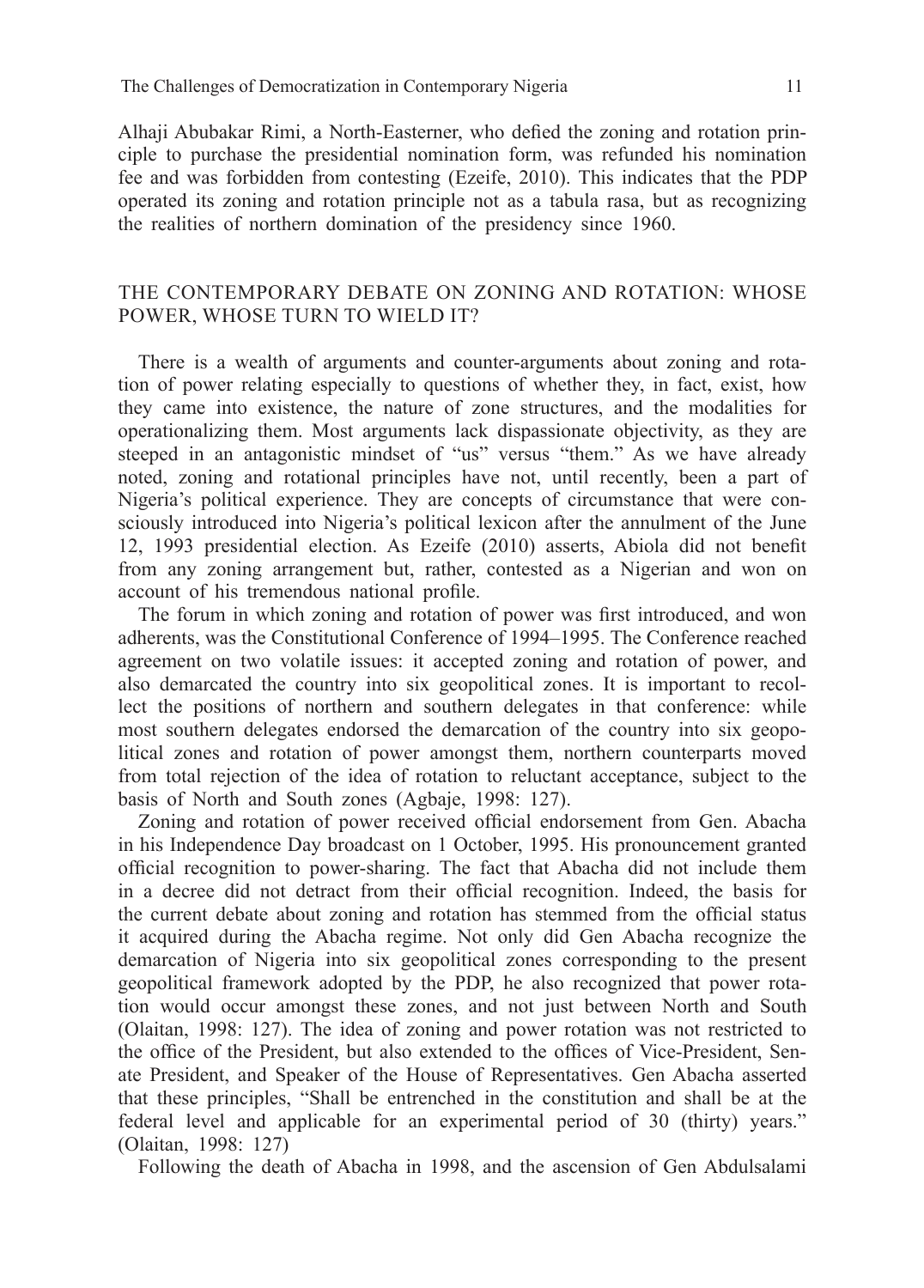Alhaji Abubakar Rimi, a North-Easterner, who defied the zoning and rotation principle to purchase the presidential nomination form, was refunded his nomination fee and was forbidden from contesting (Ezeife, 2010). This indicates that the PDP operated its zoning and rotation principle not as a tabula rasa, but as recognizing the realities of northern domination of the presidency since 1960.

## THE CONTEMPORARY DEBATE ON ZONING AND ROTATION: WHOSE POWER, WHOSE TURN TO WIELD IT?

There is a wealth of arguments and counter-arguments about zoning and rotation of power relating especially to questions of whether they, in fact, exist, how they came into existence, the nature of zone structures, and the modalities for operationalizing them. Most arguments lack dispassionate objectivity, as they are steeped in an antagonistic mindset of "us" versus "them." As we have already noted, zoning and rotational principles have not, until recently, been a part of Nigeria's political experience. They are concepts of circumstance that were consciously introduced into Nigeria's political lexicon after the annulment of the June 12, 1993 presidential election. As Ezeife (2010) asserts, Abiola did not benefit from any zoning arrangement but, rather, contested as a Nigerian and won on account of his tremendous national profile.

The forum in which zoning and rotation of power was first introduced, and won adherents, was the Constitutional Conference of 1994–1995. The Conference reached agreement on two volatile issues: it accepted zoning and rotation of power, and also demarcated the country into six geopolitical zones. It is important to recollect the positions of northern and southern delegates in that conference: while most southern delegates endorsed the demarcation of the country into six geopolitical zones and rotation of power amongst them, northern counterparts moved from total rejection of the idea of rotation to reluctant acceptance, subject to the basis of North and South zones (Agbaje, 1998: 127).

Zoning and rotation of power received official endorsement from Gen. Abacha in his Independence Day broadcast on 1 October, 1995. His pronouncement granted official recognition to power-sharing. The fact that Abacha did not include them in a decree did not detract from their official recognition. Indeed, the basis for the current debate about zoning and rotation has stemmed from the official status it acquired during the Abacha regime. Not only did Gen Abacha recognize the demarcation of Nigeria into six geopolitical zones corresponding to the present geopolitical framework adopted by the PDP, he also recognized that power rotation would occur amongst these zones, and not just between North and South (Olaitan, 1998: 127). The idea of zoning and power rotation was not restricted to the office of the President, but also extended to the offices of Vice-President, Senate President, and Speaker of the House of Representatives. Gen Abacha asserted that these principles, "Shall be entrenched in the constitution and shall be at the federal level and applicable for an experimental period of 30 (thirty) years." (Olaitan, 1998: 127)

Following the death of Abacha in 1998, and the ascension of Gen Abdulsalami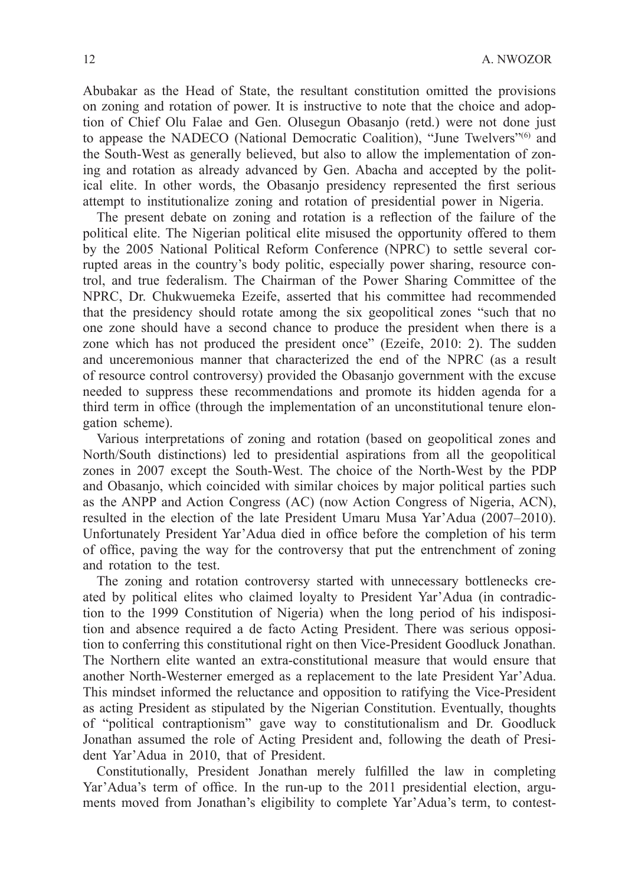Abubakar as the Head of State, the resultant constitution omitted the provisions on zoning and rotation of power. It is instructive to note that the choice and adoption of Chief Olu Falae and Gen. Olusegun Obasanjo (retd.) were not done just to appease the NADECO (National Democratic Coalition), "June Twelvers"[(6)] and the South-West as generally believed, but also to allow the implementation of zoning and rotation as already advanced by Gen. Abacha and accepted by the political elite. In other words, the Obasanjo presidency represented the first serious attempt to institutionalize zoning and rotation of presidential power in Nigeria.

The present debate on zoning and rotation is a reflection of the failure of the political elite. The Nigerian political elite misused the opportunity offered to them by the 2005 National Political Reform Conference (NPRC) to settle several corrupted areas in the country's body politic, especially power sharing, resource control, and true federalism. The Chairman of the Power Sharing Committee of the NPRC, Dr. Chukwuemeka Ezeife, asserted that his committee had recommended that the presidency should rotate among the six geopolitical zones "such that no one zone should have a second chance to produce the president when there is a zone which has not produced the president once" (Ezeife, 2010: 2). The sudden and unceremonious manner that characterized the end of the NPRC (as a result of resource control controversy) provided the Obasanjo government with the excuse needed to suppress these recommendations and promote its hidden agenda for a third term in office (through the implementation of an unconstitutional tenure elongation scheme).

Various interpretations of zoning and rotation (based on geopolitical zones and North/South distinctions) led to presidential aspirations from all the geopolitical zones in 2007 except the South-West. The choice of the North-West by the PDP and Obasanjo, which coincided with similar choices by major political parties such as the ANPP and Action Congress (AC) (now Action Congress of Nigeria, ACN), resulted in the election of the late President Umaru Musa Yar'Adua (2007–2010). Unfortunately President Yar'Adua died in office before the completion of his term of office, paving the way for the controversy that put the entrenchment of zoning and rotation to the test.

The zoning and rotation controversy started with unnecessary bottlenecks created by political elites who claimed loyalty to President Yar'Adua (in contradiction to the 1999 Constitution of Nigeria) when the long period of his indisposition and absence required a de facto Acting President. There was serious opposition to conferring this constitutional right on then Vice-President Goodluck Jonathan. The Northern elite wanted an extra-constitutional measure that would ensure that another North-Westerner emerged as a replacement to the late President Yar'Adua. This mindset informed the reluctance and opposition to ratifying the Vice-President as acting President as stipulated by the Nigerian Constitution. Eventually, thoughts of "political contraptionism" gave way to constitutionalism and Dr. Goodluck Jonathan assumed the role of Acting President and, following the death of President Yar'Adua in 2010, that of President.

Constitutionally, President Jonathan merely fulfilled the law in completing Yar'Adua's term of office. In the run-up to the 2011 presidential election, arguments moved from Jonathan's eligibility to complete Yar'Adua's term, to contest-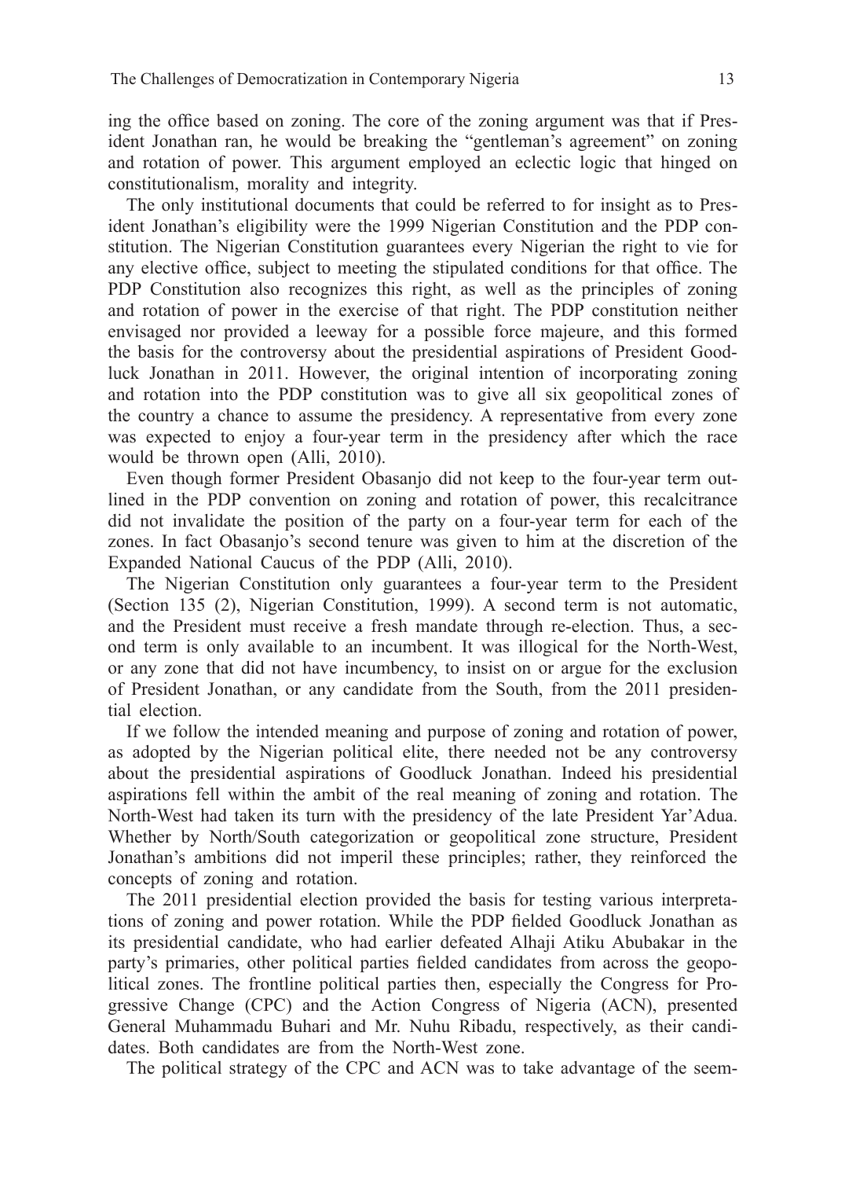ing the office based on zoning. The core of the zoning argument was that if President Jonathan ran, he would be breaking the "gentleman's agreement" on zoning and rotation of power. This argument employed an eclectic logic that hinged on constitutionalism, morality and integrity.

The only institutional documents that could be referred to for insight as to President Jonathan's eligibility were the 1999 Nigerian Constitution and the PDP constitution. The Nigerian Constitution guarantees every Nigerian the right to vie for any elective office, subject to meeting the stipulated conditions for that office. The PDP Constitution also recognizes this right, as well as the principles of zoning and rotation of power in the exercise of that right. The PDP constitution neither envisaged nor provided a leeway for a possible force majeure, and this formed the basis for the controversy about the presidential aspirations of President Goodluck Jonathan in 2011. However, the original intention of incorporating zoning and rotation into the PDP constitution was to give all six geopolitical zones of the country a chance to assume the presidency. A representative from every zone was expected to enjoy a four-year term in the presidency after which the race would be thrown open (Alli, 2010).

Even though former President Obasanjo did not keep to the four-year term outlined in the PDP convention on zoning and rotation of power, this recalcitrance did not invalidate the position of the party on a four-year term for each of the zones. In fact Obasanjo's second tenure was given to him at the discretion of the Expanded National Caucus of the PDP (Alli, 2010).

The Nigerian Constitution only guarantees a four-year term to the President (Section 135 (2), Nigerian Constitution, 1999). A second term is not automatic, and the President must receive a fresh mandate through re-election. Thus, a second term is only available to an incumbent. It was illogical for the North-West, or any zone that did not have incumbency, to insist on or argue for the exclusion of President Jonathan, or any candidate from the South, from the 2011 presidential election.

If we follow the intended meaning and purpose of zoning and rotation of power, as adopted by the Nigerian political elite, there needed not be any controversy about the presidential aspirations of Goodluck Jonathan. Indeed his presidential aspirations fell within the ambit of the real meaning of zoning and rotation. The North-West had taken its turn with the presidency of the late President Yar'Adua. Whether by North/South categorization or geopolitical zone structure, President Jonathan's ambitions did not imperil these principles; rather, they reinforced the concepts of zoning and rotation.

The 2011 presidential election provided the basis for testing various interpretations of zoning and power rotation. While the PDP fielded Goodluck Jonathan as its presidential candidate, who had earlier defeated Alhaji Atiku Abubakar in the party's primaries, other political parties fielded candidates from across the geopolitical zones. The frontline political parties then, especially the Congress for Progressive Change (CPC) and the Action Congress of Nigeria (ACN), presented General Muhammadu Buhari and Mr. Nuhu Ribadu, respectively, as their candidates. Both candidates are from the North-West zone.

The political strategy of the CPC and ACN was to take advantage of the seem-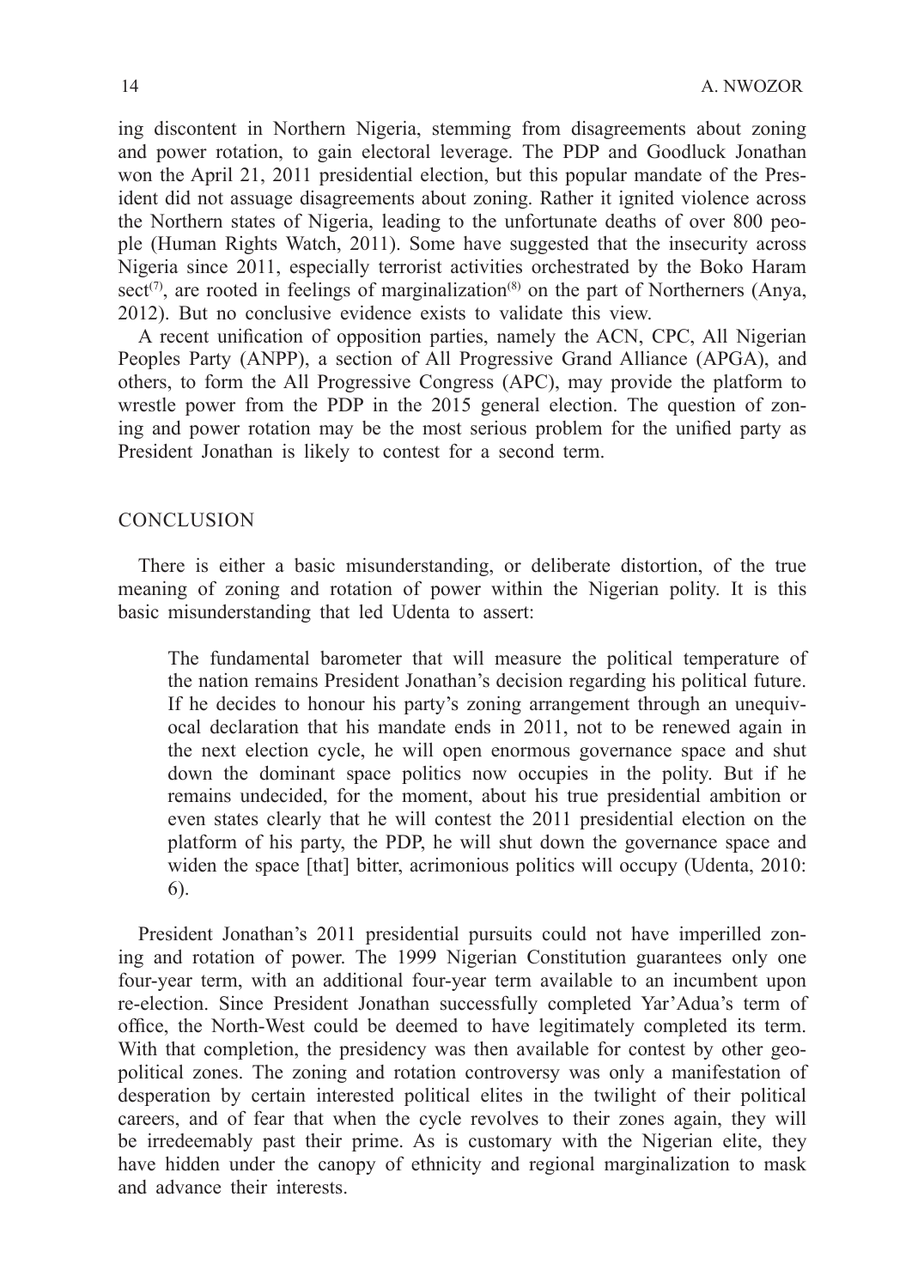ing discontent in Northern Nigeria, stemming from disagreements about zoning and power rotation, to gain electoral leverage. The PDP and Goodluck Jonathan won the April 21, 2011 presidential election, but this popular mandate of the President did not assuage disagreements about zoning. Rather it ignited violence across the Northern states of Nigeria, leading to the unfortunate deaths of over 800 people (Human Rights Watch, 2011). Some have suggested that the insecurity across Nigeria since 2011, especially terrorist activities orchestrated by the Boko Haram sect[(7)], are rooted in feelings of marginalization[(8)] on the part of Northerners (Anya, 2012). But no conclusive evidence exists to validate this view.

A recent unification of opposition parties, namely the ACN, CPC, All Nigerian Peoples Party (ANPP), a section of All Progressive Grand Alliance (APGA), and others, to form the All Progressive Congress (APC), may provide the platform to wrestle power from the PDP in the 2015 general election. The question of zoning and power rotation may be the most serious problem for the unified party as President Jonathan is likely to contest for a second term.

## CONCLUSION

There is either a basic misunderstanding, or deliberate distortion, of the true meaning of zoning and rotation of power within the Nigerian polity. It is this basic misunderstanding that led Udenta to assert:

> The fundamental barometer that will measure the political temperature of the nation remains President Jonathan's decision regarding his political future. If he decides to honour his party's zoning arrangement through an unequivocal declaration that his mandate ends in 2011, not to be renewed again in the next election cycle, he will open enormous governance space and shut down the dominant space politics now occupies in the polity. But if he remains undecided, for the moment, about his true presidential ambition or even states clearly that he will contest the 2011 presidential election on the platform of his party, the PDP, he will shut down the governance space and widen the space [that] bitter, acrimonious politics will occupy (Udenta, 2010: 6).

President Jonathan's 2011 presidential pursuits could not have imperilled zoning and rotation of power. The 1999 Nigerian Constitution guarantees only one four-year term, with an additional four-year term available to an incumbent upon re-election. Since President Jonathan successfully completed Yar'Adua's term of office, the North-West could be deemed to have legitimately completed its term. With that completion, the presidency was then available for contest by other geopolitical zones. The zoning and rotation controversy was only a manifestation of desperation by certain interested political elites in the twilight of their political careers, and of fear that when the cycle revolves to their zones again, they will be irredeemably past their prime. As is customary with the Nigerian elite, they have hidden under the canopy of ethnicity and regional marginalization to mask and advance their interests.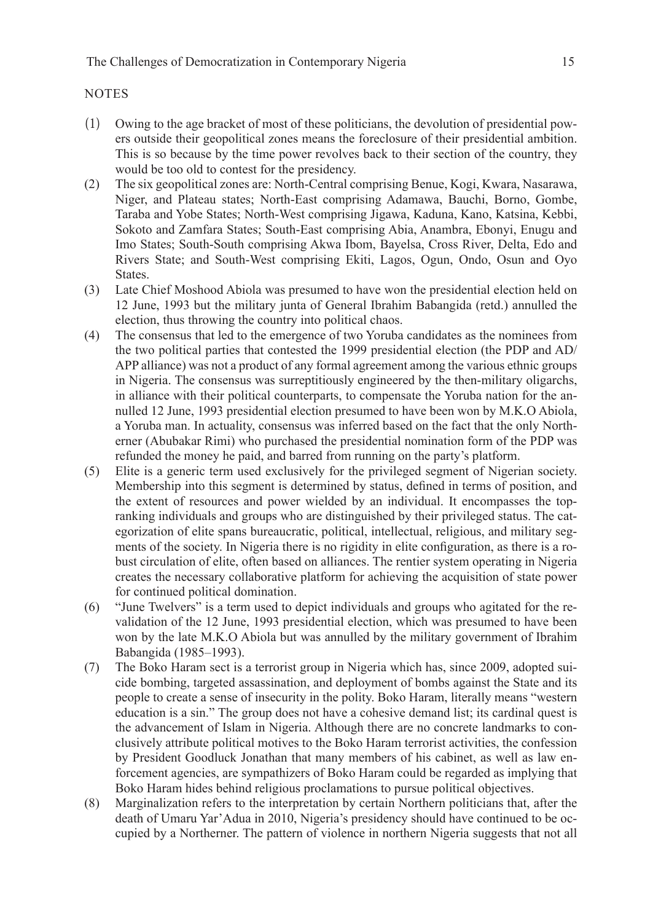## NOTES

(1) Owing to the age bracket of most of these politicians, the devolution of presidential powers outside their geopolitical zones means the foreclosure of their presidential ambition. This is so because by the time power revolves back to their section of the country, they would be too old to contest for the presidency.

(2) The six geopolitical zones are: North-Central comprising Benue, Kogi, Kwara, Nasarawa, Niger, and Plateau states; North-East comprising Adamawa, Bauchi, Borno, Gombe, Taraba and Yobe States; North-West comprising Jigawa, Kaduna, Kano, Katsina, Kebbi, Sokoto and Zamfara States; South-East comprising Abia, Anambra, Ebonyi, Enugu and Imo States; South-South comprising Akwa Ibom, Bayelsa, Cross River, Delta, Edo and Rivers State; and South-West comprising Ekiti, Lagos, Ogun, Ondo, Osun and Oyo States.

(3) Late Chief Moshood Abiola was presumed to have won the presidential election held on 12 June, 1993 but the military junta of General Ibrahim Babangida (retd.) annulled the election, thus throwing the country into political chaos.

(4) The consensus that led to the emergence of two Yoruba candidates as the nominees from the two political parties that contested the 1999 presidential election (the PDP and AD/APP alliance) was not a product of any formal agreement among the various ethnic groups in Nigeria. The consensus was surreptitiously engineered by the then-military oligarchs, in alliance with their political counterparts, to compensate the Yoruba nation for the annulled 12 June, 1993 presidential election presumed to have been won by M.K.O Abiola, a Yoruba man. In actuality, consensus was inferred based on the fact that the only Northerner (Abubakar Rimi) who purchased the presidential nomination form of the PDP was refunded the money he paid, and barred from running on the party's platform.

(5) Elite is a generic term used exclusively for the privileged segment of Nigerian society. Membership into this segment is determined by status, defined in terms of position, and the extent of resources and power wielded by an individual. It encompasses the top-ranking individuals and groups who are distinguished by their privileged status. The categorization of elite spans bureaucratic, political, intellectual, religious, and military segments of the society. In Nigeria there is no rigidity in elite configuration, as there is a robust circulation of elite, often based on alliances. The rentier system operating in Nigeria creates the necessary collaborative platform for achieving the acquisition of state power for continued political domination.

(6) "June Twelvers" is a term used to depict individuals and groups who agitated for the revalidation of the 12 June, 1993 presidential election, which was presumed to have been won by the late M.K.O Abiola but was annulled by the military government of Ibrahim Babangida (1985–1993).

(7) The Boko Haram sect is a terrorist group in Nigeria which has, since 2009, adopted suicide bombing, targeted assassination, and deployment of bombs against the State and its people to create a sense of insecurity in the polity. Boko Haram, literally means "western education is a sin." The group does not have a cohesive demand list; its cardinal quest is the advancement of Islam in Nigeria. Although there are no concrete landmarks to conclusively attribute political motives to the Boko Haram terrorist activities, the confession by President Goodluck Jonathan that many members of his cabinet, as well as law enforcement agencies, are sympathizers of Boko Haram could be regarded as implying that Boko Haram hides behind religious proclamations to pursue political objectives.

(8) Marginalization refers to the interpretation by certain Northern politicians that, after the death of Umaru Yar'Adua in 2010, Nigeria's presidency should have continued to be occupied by a Northerner. The pattern of violence in northern Nigeria suggests that not all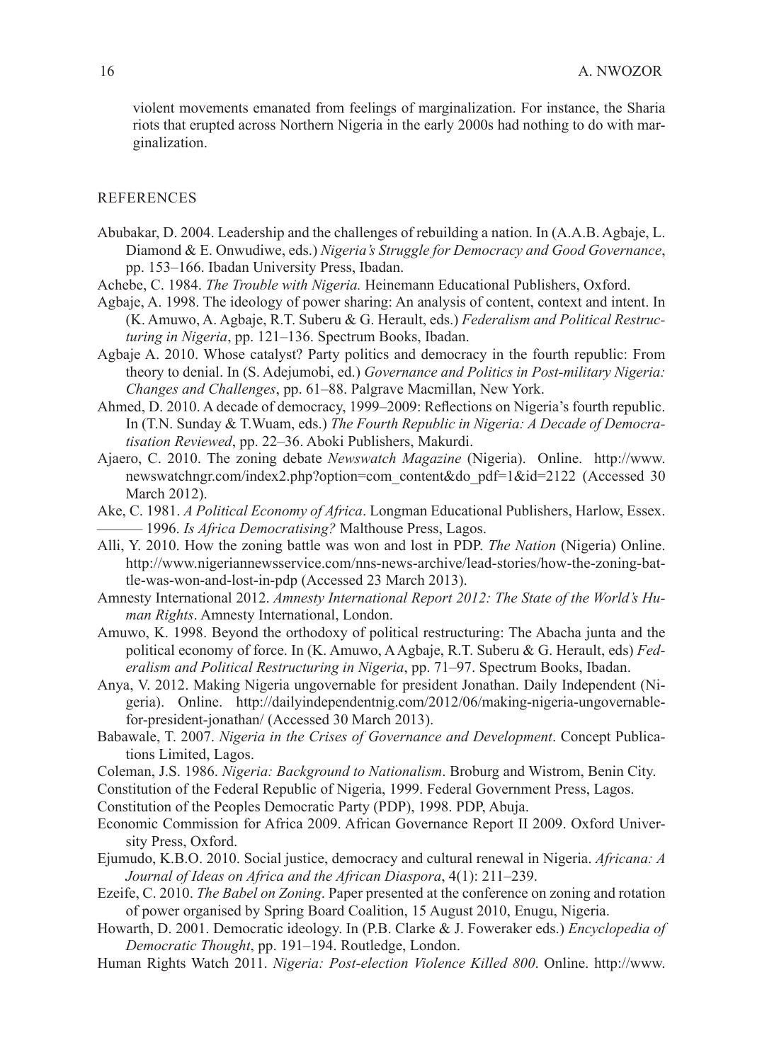violent movements emanated from feelings of marginalization. For instance, the Sharia riots that erupted across Northern Nigeria in the early 2000s had nothing to do with marginalization.

## REFERENCES

Abubakar, D. 2004. Leadership and the challenges of rebuilding a nation. In (A.A.B. Agbaje, L. Diamond & E. Onwudiwe, eds.) *Nigeria's Struggle for Democracy and Good Governance*, pp. 153–166. Ibadan University Press, Ibadan.

Achebe, C. 1984. *The Trouble with Nigeria.* Heinemann Educational Publishers, Oxford.

Agbaje, A. 1998. The ideology of power sharing: An analysis of content, context and intent. In (K. Amuwo, A. Agbaje, R.T. Suberu & G. Herault, eds.) *Federalism and Political Restructuring in Nigeria*, pp. 121–136. Spectrum Books, Ibadan.

Agbaje A. 2010. Whose catalyst? Party politics and democracy in the fourth republic: From theory to denial. In (S. Adejumobi, ed.) *Governance and Politics in Post-military Nigeria: Changes and Challenges*, pp. 61–88. Palgrave Macmillan, New York.

Ahmed, D. 2010. A decade of democracy, 1999–2009: Reflections on Nigeria's fourth republic. In (T.N. Sunday & T.Wuam, eds.) *The Fourth Republic in Nigeria: A Decade of Democratisation Reviewed*, pp. 22–36. Aboki Publishers, Makurdi.

Ajaero, C. 2010. The zoning debate *Newswatch Magazine* (Nigeria). Online. http://www.newswatchngr.com/index2.php?option=com_content&do_pdf=1&id=2122 (Accessed 30 March 2012).

Ake, C. 1981. *A Political Economy of Africa*. Longman Educational Publishers, Harlow, Essex.
——— 1996. *Is Africa Democratising?* Malthouse Press, Lagos.

Alli, Y. 2010. How the zoning battle was won and lost in PDP. *The Nation* (Nigeria) Online. http://www.nigeriannewsservice.com/nns-news-archive/lead-stories/how-the-zoning-battle-was-won-and-lost-in-pdp (Accessed 23 March 2013).

Amnesty International 2012. *Amnesty International Report 2012: The State of the World's Human Rights*. Amnesty International, London.

Amuwo, K. 1998. Beyond the orthodoxy of political restructuring: The Abacha junta and the political economy of force. In (K. Amuwo, A Agbaje, R.T. Suberu & G. Herault, eds) *Federalism and Political Restructuring in Nigeria*, pp. 71–97. Spectrum Books, Ibadan.

Anya, V. 2012. Making Nigeria ungovernable for president Jonathan. Daily Independent (Nigeria). Online. http://dailyindependentnig.com/2012/06/making-nigeria-ungovernable-for-president-jonathan/ (Accessed 30 March 2013).

Babawale, T. 2007. *Nigeria in the Crises of Governance and Development*. Concept Publications Limited, Lagos.

Coleman, J.S. 1986. *Nigeria: Background to Nationalism*. Broburg and Wistrom, Benin City.

Constitution of the Federal Republic of Nigeria, 1999. Federal Government Press, Lagos.

Constitution of the Peoples Democratic Party (PDP), 1998. PDP, Abuja.

Economic Commission for Africa 2009. African Governance Report II 2009. Oxford University Press, Oxford.

Ejumudo, K.B.O. 2010. Social justice, democracy and cultural renewal in Nigeria. *Africana: A Journal of Ideas on Africa and the African Diaspora*, 4(1): 211–239.

Ezeife, C. 2010. *The Babel on Zoning*. Paper presented at the conference on zoning and rotation of power organised by Spring Board Coalition, 15 August 2010, Enugu, Nigeria.

Howarth, D. 2001. Democratic ideology. In (P.B. Clarke & J. Foweraker eds.) *Encyclopedia of Democratic Thought*, pp. 191–194. Routledge, London.

Human Rights Watch 2011. *Nigeria: Post-election Violence Killed 800*. Online. http://www.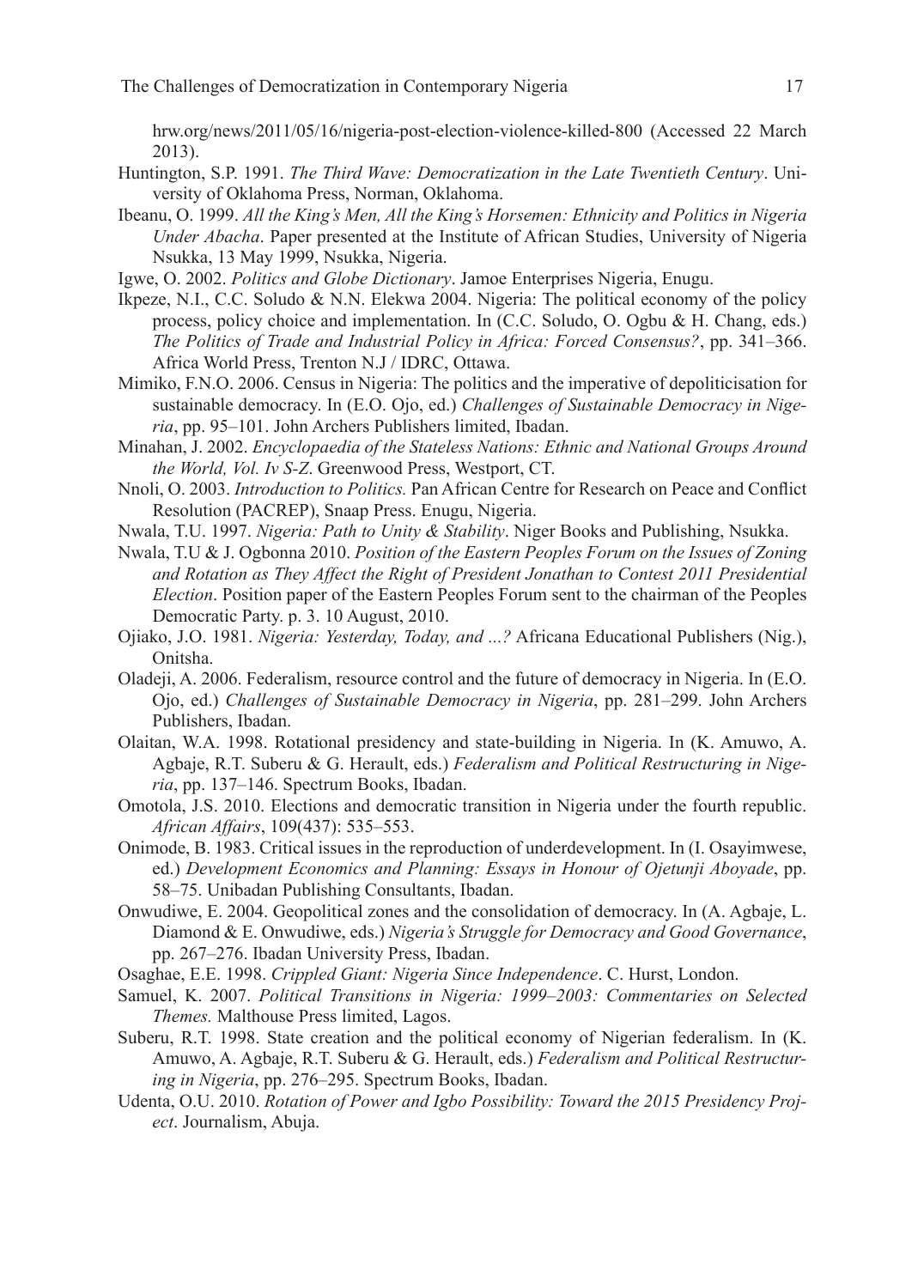hrw.org/news/2011/05/16/nigeria-post-election-violence-killed-800 (Accessed 22 March 2013).

Huntington, S.P. 1991. *The Third Wave: Democratization in the Late Twentieth Century*. University of Oklahoma Press, Norman, Oklahoma.

Ibeanu, O. 1999. *All the King's Men, All the King's Horsemen: Ethnicity and Politics in Nigeria Under Abacha*. Paper presented at the Institute of African Studies, University of Nigeria Nsukka, 13 May 1999, Nsukka, Nigeria.

Igwe, O. 2002. *Politics and Globe Dictionary*. Jamoe Enterprises Nigeria, Enugu.

Ikpeze, N.I., C.C. Soludo & N.N. Elekwa 2004. Nigeria: The political economy of the policy process, policy choice and implementation. In (C.C. Soludo, O. Ogbu & H. Chang, eds.) *The Politics of Trade and Industrial Policy in Africa: Forced Consensus?*, pp. 341–366. Africa World Press, Trenton N.J / IDRC, Ottawa.

Mimiko, F.N.O. 2006. Census in Nigeria: The politics and the imperative of depoliticisation for sustainable democracy. In (E.O. Ojo, ed.) *Challenges of Sustainable Democracy in Nigeria*, pp. 95–101. John Archers Publishers limited, Ibadan.

Minahan, J. 2002. *Encyclopaedia of the Stateless Nations: Ethnic and National Groups Around the World, Vol. Iv S-Z*. Greenwood Press, Westport, CT.

Nnoli, O. 2003. *Introduction to Politics.* Pan African Centre for Research on Peace and Conflict Resolution (PACREP), Snaap Press. Enugu, Nigeria.

Nwala, T.U. 1997. *Nigeria: Path to Unity & Stability*. Niger Books and Publishing, Nsukka.

Nwala, T.U & J. Ogbonna 2010. *Position of the Eastern Peoples Forum on the Issues of Zoning and Rotation as They Affect the Right of President Jonathan to Contest 2011 Presidential Election*. Position paper of the Eastern Peoples Forum sent to the chairman of the Peoples Democratic Party. p. 3. 10 August, 2010.

Ojiako, J.O. 1981. *Nigeria: Yesterday, Today, and ...?* Africana Educational Publishers (Nig.), Onitsha.

Oladeji, A. 2006. Federalism, resource control and the future of democracy in Nigeria. In (E.O. Ojo, ed.) *Challenges of Sustainable Democracy in Nigeria*, pp. 281–299. John Archers Publishers, Ibadan.

Olaitan, W.A. 1998. Rotational presidency and state-building in Nigeria. In (K. Amuwo, A. Agbaje, R.T. Suberu & G. Herault, eds.) *Federalism and Political Restructuring in Nigeria*, pp. 137–146. Spectrum Books, Ibadan.

Omotola, J.S. 2010. Elections and democratic transition in Nigeria under the fourth republic. *African Affairs*, 109(437): 535–553.

Onimode, B. 1983. Critical issues in the reproduction of underdevelopment. In (I. Osayimwese, ed.) *Development Economics and Planning: Essays in Honour of Ojetunji Aboyade*, pp. 58–75. Unibadan Publishing Consultants, Ibadan.

Onwudiwe, E. 2004. Geopolitical zones and the consolidation of democracy. In (A. Agbaje, L. Diamond & E. Onwudiwe, eds.) *Nigeria's Struggle for Democracy and Good Governance*, pp. 267–276. Ibadan University Press, Ibadan.

Osaghae, E.E. 1998. *Crippled Giant: Nigeria Since Independence*. C. Hurst, London.

Samuel, K. 2007. *Political Transitions in Nigeria: 1999–2003: Commentaries on Selected Themes.* Malthouse Press limited, Lagos.

Suberu, R.T. 1998. State creation and the political economy of Nigerian federalism. In (K. Amuwo, A. Agbaje, R.T. Suberu & G. Herault, eds.) *Federalism and Political Restructuring in Nigeria*, pp. 276–295. Spectrum Books, Ibadan.

Udenta, O.U. 2010. *Rotation of Power and Igbo Possibility: Toward the 2015 Presidency Project*. Journalism, Abuja.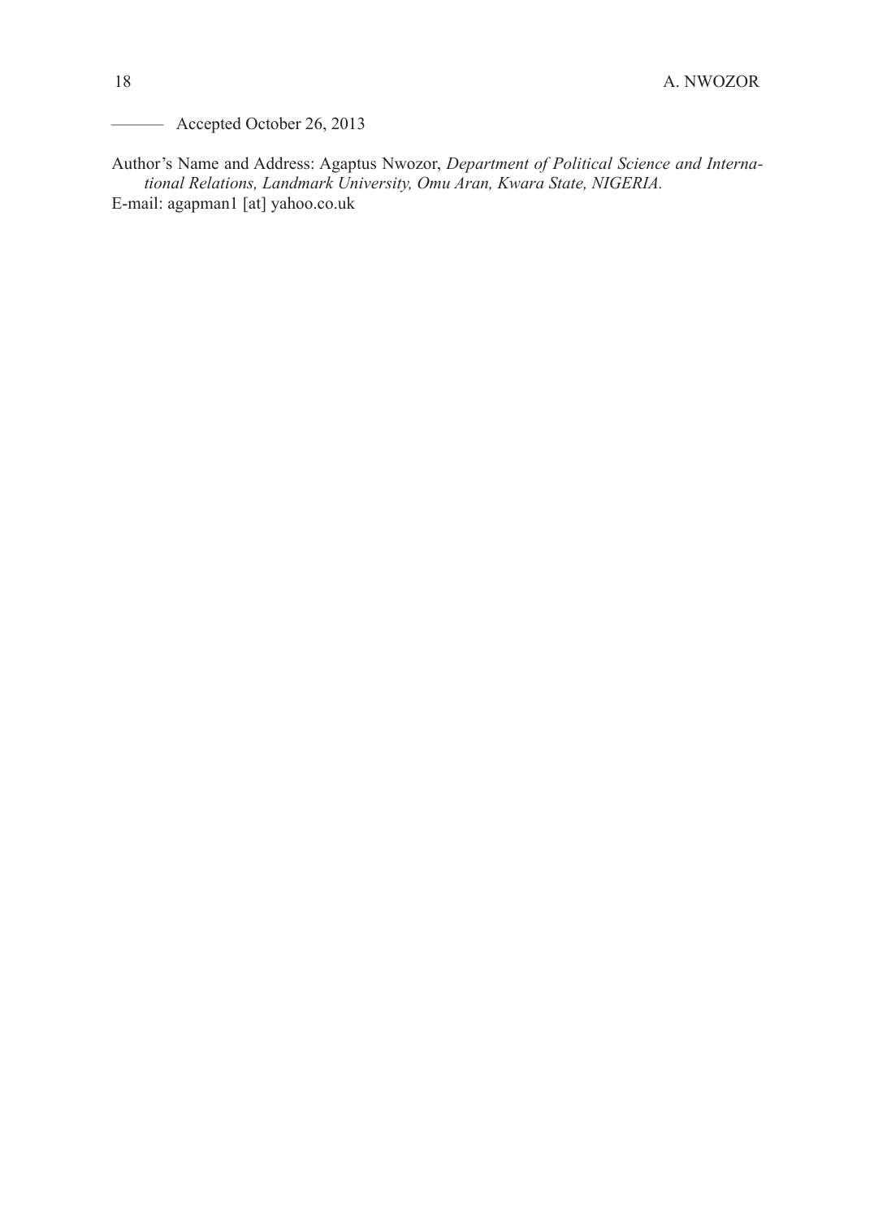——— Accepted October 26, 2013

Author's Name and Address: Agaptus Nwozor, *Department of Political Science and International Relations, Landmark University, Omu Aran, Kwara State, NIGERIA.*
E-mail: agapman1 [at] yahoo.co.uk